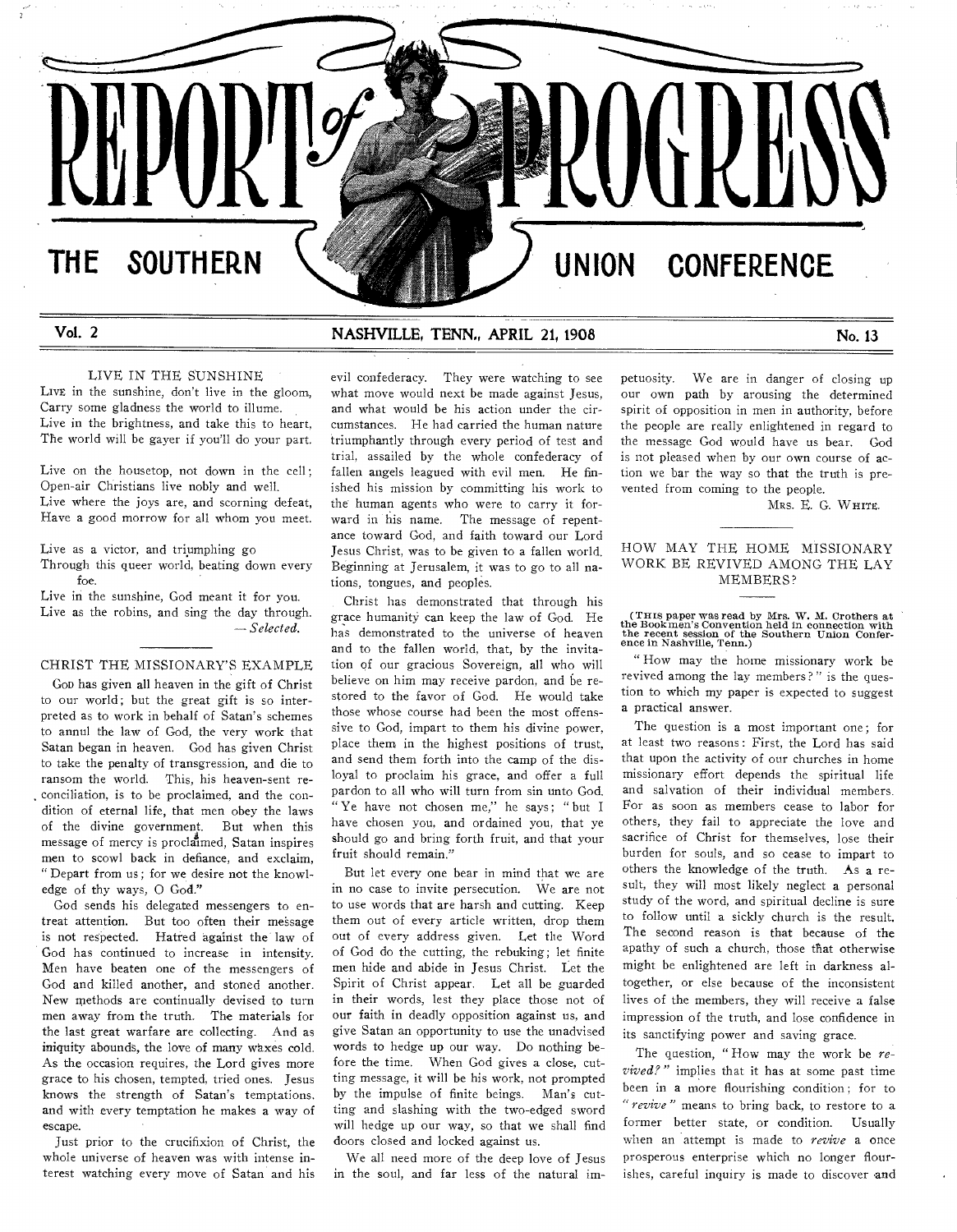# REPORT of PROGRESS

## THE SOUTHERN UNION CONFERENCE

Vol. 2 — NASHVILLE, TENN., APRIL 21, 1908 — No. 13

### LIVE IN THE SUNSHINE

LIVE in the sunshine, don't live in the gloom,
Carry some gladness the world to illume.
Live in the brightness, and take this to heart,
The world will be gayer if you'll do your part.

Live on the housetop, not down in the cell;
Open-air Christians live nobly and well.
Live where the joys are, and scorning defeat,
Have a good morrow for all whom you meet.

Live as a victor, and triumphing go
Through this queer world, beating down every foe.
Live in the sunshine, God meant it for you.
Live as the robins, and sing the day through.

— *Selected.*

### CHRIST THE MISSIONARY'S EXAMPLE

GOD has given all heaven in the gift of Christ to our world; but the great gift is so interpreted as to work in behalf of Satan's schemes to annul the law of God, the very work that Satan began in heaven. God has given Christ to take the penalty of transgression, and die to ransom the world. This, his heaven-sent reconciliation, is to be proclaimed, and the condition of eternal life, that men obey the laws of the divine government. But when this message of mercy is proclaimed, Satan inspires men to scowl back in defiance, and exclaim, "Depart from us; for we desire not the knowledge of thy ways, O God."

God sends his delegated messengers to entreat attention. But too often their message is not respected. Hatred against the law of God has continued to increase in intensity. Men have beaten one of the messengers of God and killed another, and stoned another. New methods are continually devised to turn men away from the truth. The materials for the last great warfare are collecting. And as iniquity abounds, the love of many waxes cold. As the occasion requires, the Lord gives more grace to his chosen, tempted, tried ones. Jesus knows the strength of Satan's temptations, and with every temptation he makes a way of escape.

Just prior to the crucifixion of Christ, the whole universe of heaven was with intense interest watching every move of Satan and his evil confederacy. They were watching to see what move would next be made against Jesus, and what would be his action under the circumstances. He had carried the human nature triumphantly through every period of test and trial, assailed by the whole confederacy of fallen angels leagued with evil men. He finished his mission by committing his work to the human agents who were to carry it forward in his name. The message of repentance toward God, and faith toward our Lord Jesus Christ, was to be given to a fallen world. Beginning at Jerusalem, it was to go to all nations, tongues, and peoples.

Christ has demonstrated that through his grace humanity can keep the law of God. He has demonstrated to the universe of heaven and to the fallen world, that, by the invitation of our gracious Sovereign, all who will believe on him may receive pardon, and be restored to the favor of God. He would take those whose course had been the most offenssive to God, impart to them his divine power, place them in the highest positions of trust, and send them forth into the camp of the disloyal to proclaim his grace, and offer a full pardon to all who will turn from sin unto God. "Ye have not chosen me," he says; "but I have chosen you, and ordained you, that ye should go and bring forth fruit, and that your fruit should remain."

But let every one bear in mind that we are in no case to invite persecution. We are not to use words that are harsh and cutting. Keep them out of every article written, drop them out of every address given. Let the Word of God do the cutting, the rebuking; let finite men hide and abide in Jesus Christ. Let the Spirit of Christ appear. Let all be guarded in their words, lest they place those not of our faith in deadly opposition against us, and give Satan an opportunity to use the unadvised words to hedge up our way. Do nothing before the time. When God gives a close, cutting message, it will be his work, not prompted by the impulse of finite beings. Man's cutting and slashing with the two-edged sword will hedge up our way, so that we shall find doors closed and locked against us.

We all need more of the deep love of Jesus in the soul, and far less of the natural impetuosity. We are in danger of closing up our own path by arousing the determined spirit of opposition in men in authority, before the people are really enlightened in regard to the message God would have us bear. God is not pleased when by our own course of action we bar the way so that the truth is prevented from coming to the people.

MRS. E. G. WHITE.

### HOW MAY THE HOME MISSIONARY WORK BE REVIVED AMONG THE LAY MEMBERS?

(THIS paper was read by Mrs. W. M. Crothers at the Bookmen's Convention held in connection with the recent session of the Southern Union Conference in Nashville, Tenn.)

"How may the home missionary work be revived among the lay members?" is the question to which my paper is expected to suggest a practical answer.

The question is a most important one; for at least two reasons: First, the Lord has said that upon the activity of our churches in home missionary effort depends the spiritual life and salvation of their individual members. For as soon as members cease to labor for others, they fail to appreciate the love and sacrifice of Christ for themselves, lose their burden for souls, and so cease to impart to others the knowledge of the truth. As a result, they will most likely neglect a personal study of the word, and spiritual decline is sure to follow until a sickly church is the result. The second reason is that because of the apathy of such a church, those that otherwise might be enlightened are left in darkness altogether, or else because of the inconsistent lives of the members, they will receive a false impression of the truth, and lose confidence in its sanctifying power and saving grace.

The question, "How may the work be *revived?*" implies that it has at some past time been in a more flourishing condition; for to "*revive*" means to bring back, to restore to a former better state, or condition. Usually when an attempt is made to *revive* a once prosperous enterprise which no longer flourishes, careful inquiry is made to discover and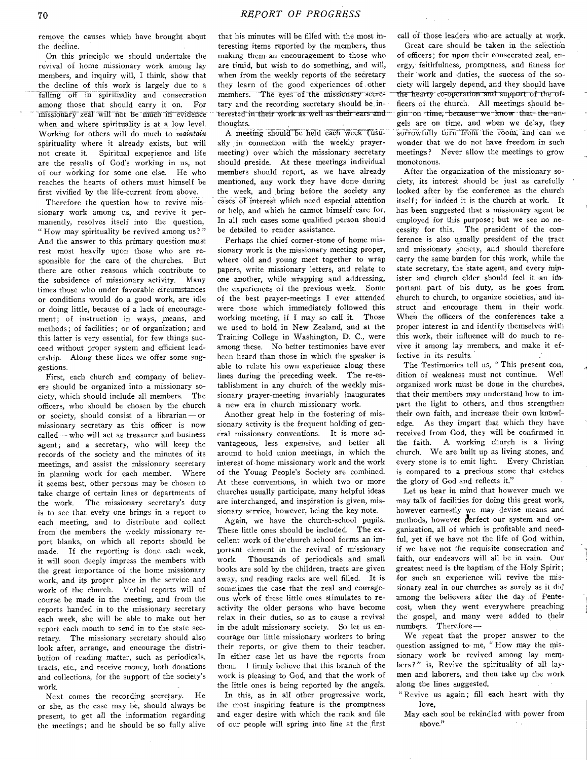remove the causes which have brought about the decline.

On this principle we should undertake the revival of home missionary work among lay members, and inquiry will, I think, show that the decline of this work is largely due to a falling off in spirituality and consecration among those that should carry it on. For missionary zeal will not be much in evidence when and where spirituality is at a low level. Working for others will do much to *maintain* spirituality where it already exists, but will not create it. Spiritual experience and life are the results of God's working in us, not of our working for some one else. He who reaches the hearts of others must himself be first vivified by the life-current from above.

Therefore the question how to revive missionary work among us, and revive it permanently, resolves itself into the question, "How may spirituality be revived among us?" And the answer to this primary question must rest most heavily upon those who are responsible for the care of the churches. But there are other reasons which contribute to the subsidence of missionary activity. Many times those who under favorable circumstances or conditions would do a good work, are idle or doing little, because of a lack of encouragement; of instruction in ways, means, and methods; of facilities; or of organization; and this latter is very essential, for few things succeed without proper system and efficient leadership. Along these lines we offer some suggestions.

First, each church and company of believers should be organized into a missionary society, which should include all members. The officers, who should be chosen by the church or society, should consist of a librarian — or missionary secretary as this officer is now called — who will act as treasurer and business agent; and a secretary, who will keep the records of the society and the minutes of its meetings, and assist the missionary secretary in planning work for each member. Where it seems best, other persons may be chosen to take charge of certain lines or departments of the work. The missionary secretary's duty is to see that every one brings in a report to each meeting, and to distribute and collect from the members the weekly missionary report blanks, on which all reports should be made. If the reporting is done each week, it will soon deeply impress the members with the great importance of the home missionary work, and its proper place in the service and work of the church. Verbal reports will of course be made in the meeting, and from the reports handed in to the missionary secretary each week, she will be able to make out her report each month to send in to the state secretary. The missionary secretary should also look after, arrange, and encourage the distribution of reading matter, such as periodicals, tracts, etc., and receive money, both donations and collections, for the support of the society's work.

Next comes the recording secretary. He or she, as the case may be, should always be present, to get all the information regarding the meetings; and he should be so fully alive that his minutes will be filled with the most interesting items reported by the members, thus making them an encouragement to those who are timid, but wish to do something, and will, when from the weekly reports of the secretary they learn of the good experiences of other members. The eyes of the missionary secretary and the recording secretary should be interested in their work as well as their ears and thoughts.

A meeting should be held each week (usually in connection with the weekly prayer-meeting) over which the missionary secretary should preside. At these meetings individual members should report, as we have already mentioned, any work they have done during the week, and bring before the society any cases of interest which need especial attention or help, and which he cannot himself care for. In all such cases some qualified person should be detailed to render assistance.

Perhaps the chief corner-stone of home missionary work is the missionary meeting proper, where old and young meet together to wrap papers, write missionary letters, and relate to one another, while wrapping and addressing, the experiences of the previous week. Some of the best prayer-meetings I ever attended were those which immediately followed this working meeting, if I may so call it. Those we used to hold in New Zealand, and at the Training College in Washington, D. C., were among these. No better testimonies have ever been heard than those in which the speaker is able to relate his own experience along these lines during the preceding week. The re-establishment in any church of the weekly missionary prayer-meeting invariably inaugurates a new era in church missionary work.

Another great help in the fostering of missionary activity is the frequent holding of general missionary conventions. It is more advantageous, less expensive, and better all around to hold union meetings, in which the interest of home missionary work and the work of the Young People's Society are combined. At these conventions, in which two or more churches usually participate, many helpful ideas are interchanged, and inspiration is given, missionary service, however, being the key-note.

Again, we have the church-school pupils. These little ones should be included. The excellent work of the church school forms an important element in the revival of missionary work. Thousands of periodicals and small books are sold by the children, tracts are given away, and reading racks are well filled. It is sometimes the case that the zeal and courageous work of these little ones stimulates to reactivity the older persons who have become relax in their duties, so as to cause a revival in the adult missionary society. So let us encourage our little missionary workers to bring their reports, or give them to their teacher. In either case let us have the reports from them. I firmly believe that this branch of the work is pleasing to God, and that the work of the little ones is being reported by the angels.

In this, as in all other progressive work, the most inspiring feature is the promptness and eager desire with which the rank and file of our people will spring into line at the first call of those leaders who are actually at work.

Great care should be taken in the selection of officers; for upon their consecrated zeal, energy, faithfulness, promptness, and fitness for their work and duties, the success of the society will largely depend, and they should have the hearty co-operation and support of the officers of the church. All meetings should begin on time, because we know that the angels are on time, and when we delay, they sorrowfully turn from the room, and can we wonder that we do not have freedom in such meetings? Never allow the meetings to grow monotonous.

After the organization of the missionary society, its interest should be just as carefully looked after by the conference as the church itself; for indeed it is the church at work. It has been suggested that a missionary agent be employed for this purpose; but we see no necessity for this. The president of the conference is also usually president of the tract and missionary society, and should therefore carry the same burden for this work, while the state secretary, the state agent, and every minister and church elder should feel it an important part of his duty, as he goes from church to church, to organize societies, and instruct and encourage them in their work. When the officers of the conferences take a proper interest in and identify themselves with this work, their influence will do much to revive it among lay members, and make it effective in its results.

The Testimonies tell us, "This present condition of weakness must not continue. Well organized work must be done in the churches, that their members may understand how to impart the light to others, and thus strengthen their own faith, and increase their own knowledge. As they impart that which they have received from God, they will be confirmed in the faith. A working church is a living church. We are built up as living stones, and every stone is to emit light. Every Christian is compared to a precious stone that catches the glory of God and reflects it."

Let us bear in mind that however much we may talk of facilities for doing this great work, however earnestly we may devise means and methods, however perfect our system and organization, all of which is profitable and needful, yet if we have not the life of God within, if we have not the requisite consecration and faith, our endeavors will all be in vain. Our greatest need is the baptism of the Holy Spirit; for such an experience will revive the missionary zeal in our churches as surely as it did among the believers after the day of Pentecost, when they went everywhere preaching the gospel, and many were added to their numbers. Therefore —

We repeat that the proper answer to the question assigned to me, "How may the missionary work be revived among lay members?" is, Revive the spirituality of all laymen and laborers, and then take up the work along the lines suggested.

"Revive us again; fill each heart with thy love,
May each soul be rekindled with power from above."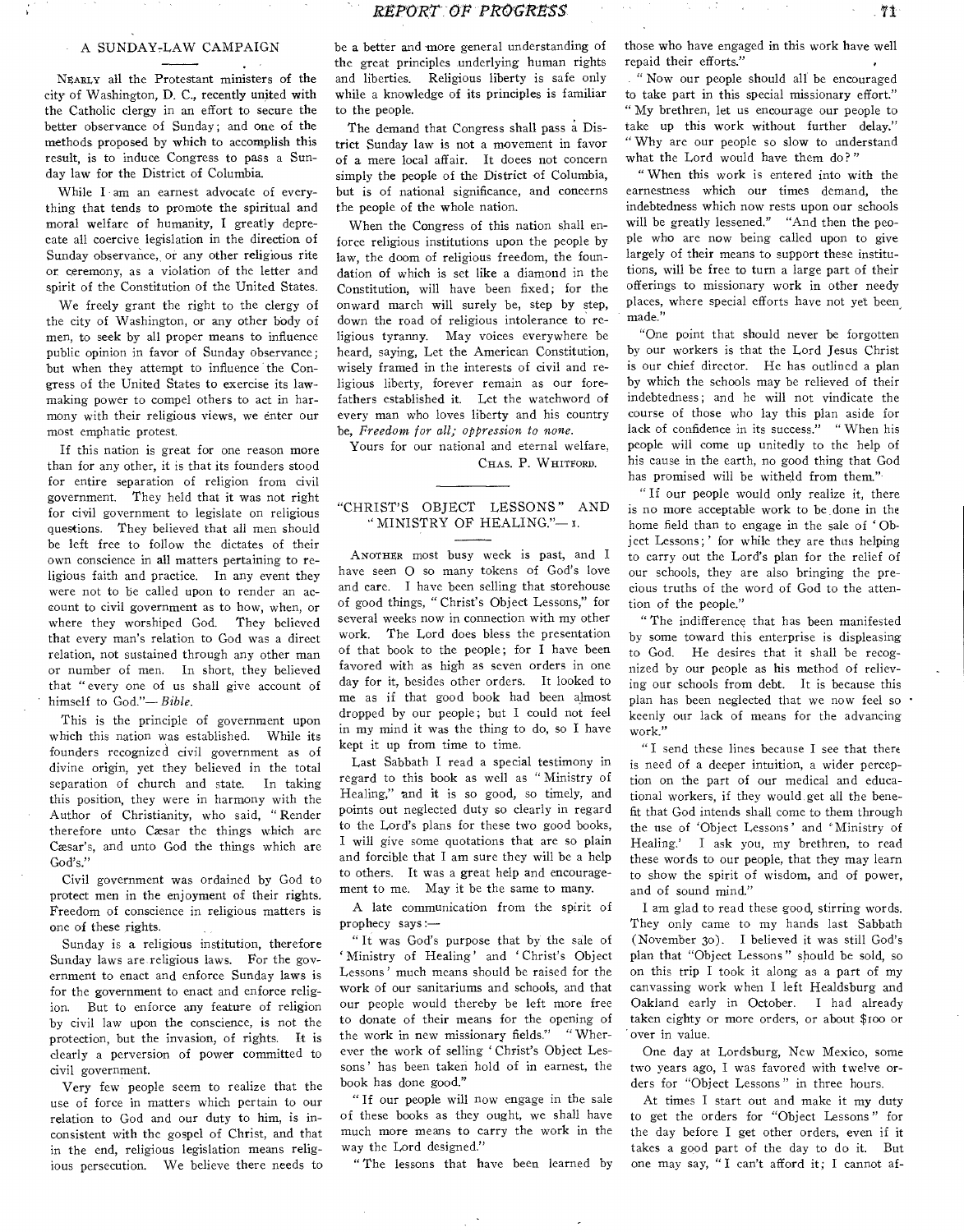## A SUNDAY-LAW CAMPAIGN

Nearly all the Protestant ministers of the city of Washington, D. C., recently united with the Catholic clergy in an effort to secure the better observance of Sunday; and one of the methods proposed by which to accomplish this result, is to induce Congress to pass a Sunday law for the District of Columbia.

While I am an earnest advocate of everything that tends to promote the spiritual and moral welfare of humanity, I greatly deprecate all coercive legislation in the direction of Sunday observance, or any other religious rite or ceremony, as a violation of the letter and spirit of the Constitution of the United States.

We freely grant the right to the clergy of the city of Washington, or any other body of men, to seek by all proper means to influence public opinion in favor of Sunday observance; but when they attempt to influence the Congress of the United States to exercise its lawmaking power to compel others to act in harmony with their religious views, we enter our most emphatic protest.

If this nation is great for one reason more than for any other, it is that its founders stood for entire separation of religion from civil government. They held that it was not right for civil government to legislate on religious questions. They believed that all men should be left free to follow the dictates of their own conscience in all matters pertaining to religious faith and practice. In any event they were not to be called upon to render an account to civil government as to how, when, or where they worshiped God. They believed that every man's relation to God was a direct relation, not sustained through any other man or number of men. In short, they believed that "every one of us shall give account of himself to God."—*Bible.*

This is the principle of government upon which this nation was established. While its founders recognized civil government as of divine origin, yet they believed in the total separation of church and state. In taking this position, they were in harmony with the Author of Christianity, who said, "Render therefore unto Cæsar the things which are Cæsar's, and unto God the things which are God's."

Civil government was ordained by God to protect men in the enjoyment of their rights. Freedom of conscience in religious matters is one of these rights.

Sunday is a religious institution, therefore Sunday laws are religious laws. For the government to enact and enforce Sunday laws is for the government to enact and enforce religion. But to enforce any feature of religion by civil law upon the conscience, is not the protection, but the invasion, of rights. It is clearly a perversion of power committed to civil government.

Very few people seem to realize that the use of force in matters which pertain to our relation to God and our duty to him, is inconsistent with the gospel of Christ, and that in the end, religious legislation means religious persecution. We believe there needs to be a better and more general understanding of the great principles underlying human rights and liberties. Religious liberty is safe only while a knowledge of its principles is familiar to the people.

The demand that Congress shall pass a District Sunday law is not a movement in favor of a mere local affair. It doees not concern simply the people of the District of Columbia, but is of national significance, and concerns the people of the whole nation.

When the Congress of this nation shall enforce religious institutions upon the people by law, the doom of religious freedom, the foundation of which is set like a diamond in the Constitution, will have been fixed; for the onward march will surely be, step by step, down the road of religious intolerance to religious tyranny. May voices everywhere be heard, saying, Let the American Constitution, wisely framed in the interests of civil and religious liberty, forever remain as our forefathers established it. Let the watchword of every man who loves liberty and his country be, *Freedom for all; oppression to none.*

Yours for our national and eternal welfare,

Chas. P. Whitford.

## "CHRIST'S OBJECT LESSONS" AND "MINISTRY OF HEALING."—1.

Another most busy week is past, and I have seen O so many tokens of God's love and care. I have been selling that storehouse of good things, "Christ's Object Lessons," for several weeks now in connection with my other work. The Lord does bless the presentation of that book to the people; for I have been favored with as high as seven orders in one day for it, besides other orders. It looked to me as if that good book had been almost dropped by our people; but I could not feel in my mind it was the thing to do, so I have kept it up from time to time.

Last Sabbath I read a special testimony in regard to this book as well as "Ministry of Healing," and it is so good, so timely, and points out neglected duty so clearly in regard to the Lord's plans for these two good books, I will give some quotations that are so plain and forcible that I am sure they will be a help to others. It was a great help and encouragement to me. May it be the same to many.

A late communication from the spirit of prophecy says:—

"It was God's purpose that by the sale of 'Ministry of Healing' and 'Christ's Object Lessons' much means should be raised for the work of our sanitariums and schools, and that our people would thereby be left more free to donate of their means for the opening of the work in new missionary fields." "Wherever the work of selling 'Christ's Object Lessons' has been taken hold of in earnest, the book has done good."

"If our people will now engage in the sale of these books as they ought, we shall have much more means to carry the work in the way the Lord designed."

"The lessons that have been learned by those who have engaged in this work have well repaid their efforts."

"Now our people should all be encouraged to take part in this special missionary effort." "My brethren, let us encourage our people to take up this work without further delay." "Why are our people so slow to understand what the Lord would have them do?"

"When this work is entered into with the earnestness which our times demand, the indebtedness which now rests upon our schools will be greatly lessened." "And then the people who are now being called upon to give largely of their means to support these institutions, will be free to turn a large part of their offerings to missionary work in other needy places, where special efforts have not yet been made."

"One point that should never be forgotten by our workers is that the Lord Jesus Christ is our chief director. He has outlined a plan by which the schools may be relieved of their indebtedness; and he will not vindicate the course of those who lay this plan aside for lack of confidence in its success." "When his people will come up unitedly to the help of his cause in the earth, no good thing that God has promised will be witheld from them."

"If our people would only realize it, there is no more acceptable work to be done in the home field than to engage in the sale of 'Object Lessons;' for while they are thus helping to carry out the Lord's plan for the relief of our schools, they are also bringing the precious truths of the word of God to the attention of the people."

"The indifference that has been manifested by some toward this enterprise is displeasing to God. He desires that it shall be recognized by our people as his method of relieving our schools from debt. It is because this plan has been neglected that we now feel so keenly our lack of means for the advancing work."

"I send these lines because I see that there is need of a deeper intuition, a wider perception on the part of our medical and educational workers, if they would get all the benefit that God intends shall come to them through the use of 'Object Lessons' and 'Ministry of Healing.' I ask you, my brethren, to read these words to our people, that they may learn to show the spirit of wisdom, and of power, and of sound mind."

I am glad to read these good, stirring words. They only came to my hands last Sabbath (November 30). I believed it was still God's plan that "Object Lessons" should be sold, so on this trip I took it along as a part of my canvassing work when I left Healdsburg and Oakland early in October. I had already taken eighty or more orders, or about $100 or over in value.

One day at Lordsburg, New Mexico, some two years ago, I was favored with twelve orders for "Object Lessons" in three hours.

At times I start out and make it my duty to get the orders for "Object Lessons" for the day before I get other orders, even if it takes a good part of the day to do it. But one may say, "I can't afford it; I cannot af-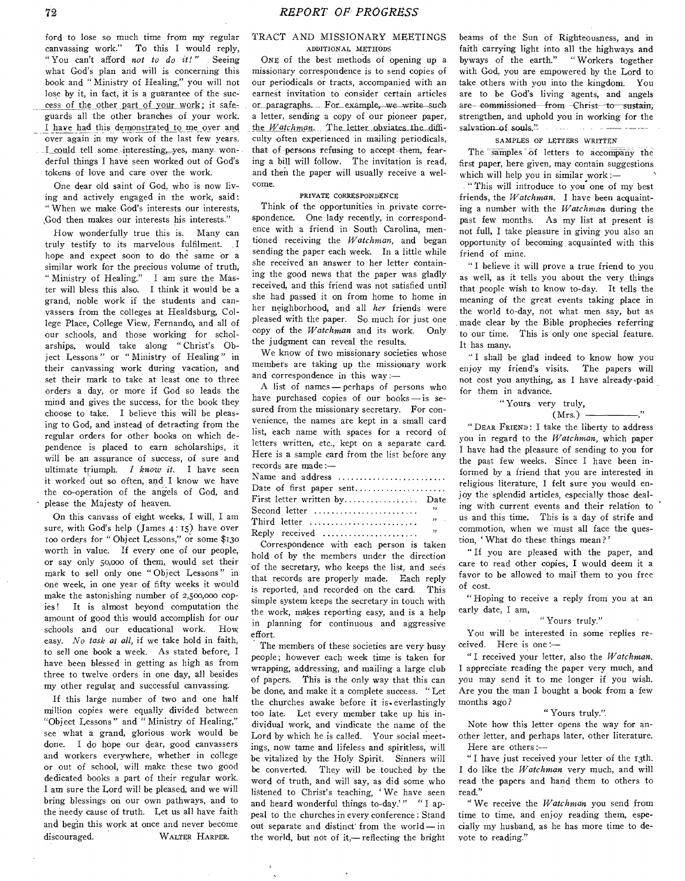ford to lose so much time from my regular canvassing work." To this I would reply, "You can't afford *not to do it!*" Seeing what God's plan and will is concerning this book and "Ministry of Healing," you will not lose by it, in fact, it is a guarantee of the success of the other part of your work; it safeguards all the other branches of your work. I have had this demonstrated to me over and over again in my work of the last few years. I could tell some interesting, yes, many wonderful things I have seen worked out of God's tokens of love and care over the work.

One dear old saint of God, who is now living and actively engaged in the work, said: "When we make God's interests our interests, God then makes our interests his interests."

How wonderfully true this is. Many can truly testify to its marvelous fulfilment. I hope and expect soon to do the same or a similar work for the precious volume of truth, "Ministry of Healing." I am sure the Master will bless this also. I think it would be a grand, noble work if the students and canvassers from the colleges at Healdsburg, College Place, College View, Fernando, and all of our schools, and those working for scholarships, would take along "Christ's Object Lessons" or "Ministry of Healing" in their canvassing work during vacation, and set their mark to take at least one to three orders a day, or more if God so leads the mind and gives the success, for the book they choose to take. I believe this will be pleasing to God, and instead of detracting from the regular orders for other books on which dependence is placed to earn scholarships, it will be an assurance of success, of sure and ultimate triumph. *I know it.* I have seen it worked out so often, and I know we have the co-operation of the angels of God, and please the Majesty of heaven.

On this canvass of eight weeks, I will, I am sure, with God's help (James 4: 15) have over 100 orders for "Object Lessons," or some $130 worth in value. If every one of our people, or say only 50,000 of them, would set their mark to sell only one "Object Lessons" in one week, in one year of fifty weeks it would make the astonishing number of 2,500,000 copies! It is almost beyond computation the amount of good this would accomplish for our schools and our educational work. How easy. *No task at all,* if we take hold in faith, to sell one book a week. As stated before, I have been blessed in getting as high as from three to twelve orders in one day, all besides my other regular and successful canvassing.

If this large number of two and one half million copies were equally divided between "Object Lessons" and "Ministry of Healing," see what a grand, glorious work would be done. I do hope our dear, good canvassers and workers everywhere, whether in college or out of school, will make these two good dedicated books a part of their regular work. I am sure the Lord will be pleased, and we will bring blessings on our own pathways, and to the needy cause of truth. Let us all have faith and begin this work at once and never become discouraged.

WALTER HARPER.

## TRACT AND MISSIONARY MEETINGS

### ADDITIONAL METHODS

ONE of the best methods of opening up a missionary correspondence is to send copies of our periodicals or tracts, accompanied with an earnest invitation to consider certain articles or paragraphs. For example, we write such a letter, sending a copy of our pioneer paper, the *Watchman.* The letter obviates the difficulty often experienced in mailing periodicals, that of persons refusing to accept them, fearing a bill will follow. The invitation is read, and then the paper will usually receive a welcome.

### PRIVATE CORRESPONDENCE

Think of the opportunities in private correspondence. One lady recently, in correspondence with a friend in South Carolina, mentioned receiving the *Watchman,* and began sending the paper each week. In a little while she received an answer to her letter containing the good news that the paper was gladly received, and this friend was not satisfied until she had passed it on from home to home in her neighborhood, and all *her* friends were pleased with the paper. So much for just one copy of the *Watchman* and its work. Only the judgment can reveal the results.

We know of two missionary societies whose members are taking up the missionary work and correspondence in this way:—

A list of names — perhaps of persons who have purchased copies of our books — is secured from the missionary secretary. For convenience, the names are kept in a small card list, each name with spaces for a record of letters written, etc., kept on a separate card. Here is a sample card from the list before any records are made:—

Name and address ........................
Date of first paper sent....................
First letter written by................ Date
Second letter ........................ "
Third letter ........................ "
Reply received ..................... "

Correspondence with each person is taken hold of by the members under the direction of the secretary, who keeps the list, and sees that records are properly made. Each reply is reported, and recorded on the card. This simple system keeps the secretary in touch with the work, makes reporting easy, and is a help in planning for continuous and aggressive effort.

The members of these societies are very busy people; however each week time is taken for wrapping, addressing, and mailing a large club of papers. This is the only way that this can be done, and make it a complete success. "Let the churches awake before it is everlastingly too late. Let every member take up his individual work, and vindicate the name of the Lord by which he is called. Your social meetings, now tame and lifeless and spiritless, will be vitalized by the Holy Spirit. Sinners will be converted. They will be touched by the word of truth, and will say, as did some who listened to Christ's teaching, 'We have seen and heard wonderful things to-day.'" "I appeal to the churches in every conference: Stand out separate and distinct from the world — in the world, but not of it,— reflecting the bright beams of the Sun of Righteousness, and in faith carrying light into all the highways and byways of the earth." "Workers together with God, you are empowered by the Lord to take others with you into the kingdom. You are to be God's living agents, and angels are commissioned from Christ to sustain, strengthen, and uphold you in working for the salvation of souls."

### SAMPLES OF LETTERS WRITTEN

The samples of letters to accompany the first paper, here given, may contain suggestions which will help you in similar work:—

"This will introduce to you one of my best friends, the *Watchman.* I have been acquainting a number with the *Watchman* during the past few months. As my list at present is not full, I take pleasure in giving you also an opportunity of becoming acquainted with this friend of mine.

"I believe it will prove a true friend to you as well, as it tells you about the very things that people wish to know to-day. It tells the meaning of the great events taking place in the world to-day, not what men say, but as made clear by the Bible prophecies referring to our time. This is only one special feature. It has many.

"I shall be glad indeed to know how you enjoy my friend's visits. The papers will not cost you anything, as I have already paid for them in advance.

"Yours very truly,
(Mrs.) ———."

"DEAR FRIEND: I take the liberty to address you in regard to the *Watchman,* which paper I have had the pleasure of sending to you for the past few weeks. Since I have been informed by a friend that you are interested in religious literature, I felt sure you would enjoy the splendid articles, especially those dealing with current events and their relation to us and this time. This is a day of strife and commotion, when we must all face the question, 'What do these things mean?'

"If you are pleased with the paper, and care to read other copies, I would deem it a favor to be allowed to mail them to you free of cost.

"Hoping to receive a reply from you at an early date, I am,

"Yours truly."

You will be interested in some replies received. Here is one:—

"I received your letter, also the *Watchman.* I appreciate reading the paper very much, and you may send it to me longer if you wish. Are you the man I bought a book from a few months ago?

"Yours truly."

Note how this letter opens the way for another letter, and perhaps later, other literature. Here are others:—

"I have just received your letter of the 13th. I do like the *Watchman* very much, and will read the papers and hand them to others to read."

"We receive the *Watchman* you send from time to time, and enjoy reading them, especially my husband, as he has more time to devote to reading."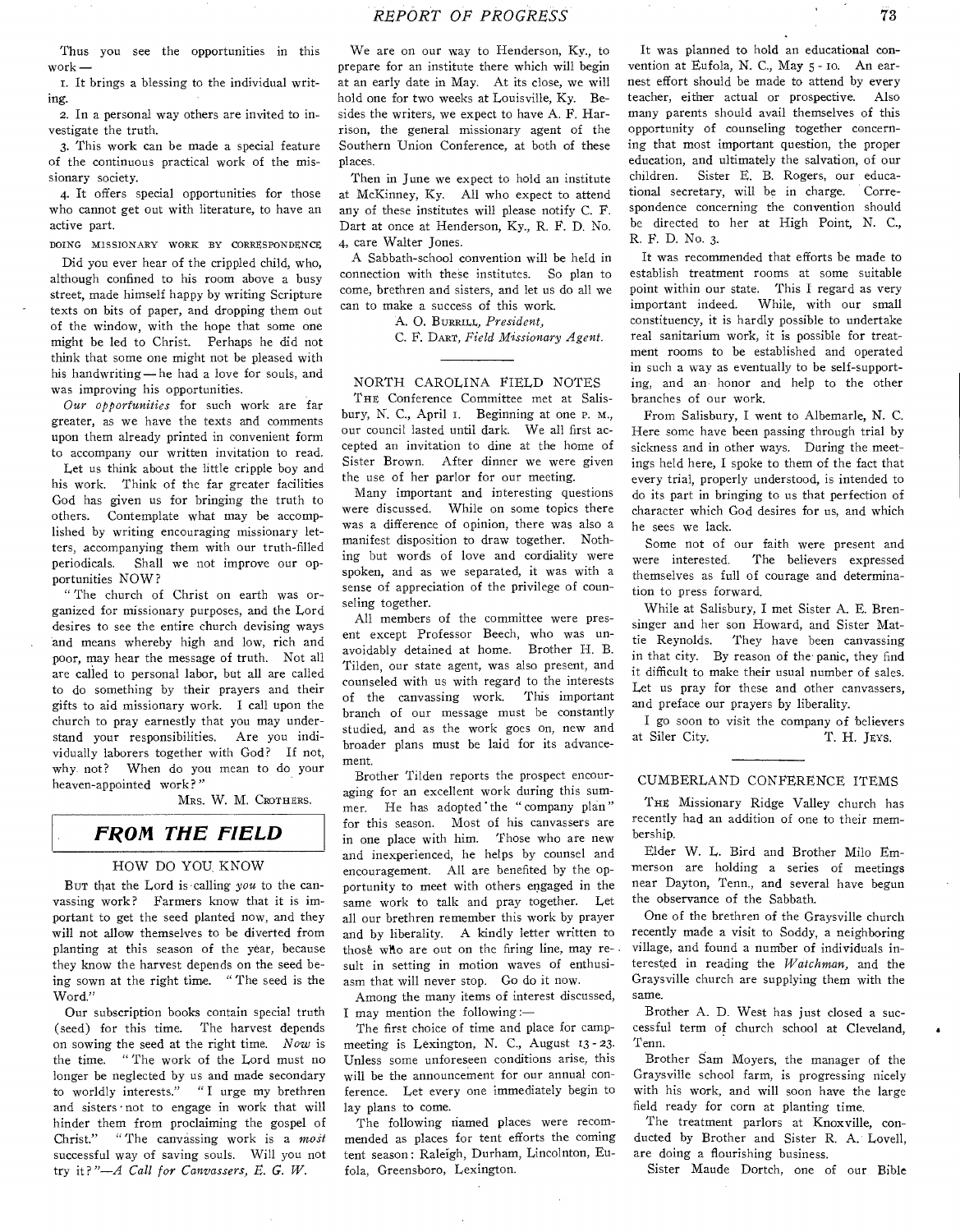Thus you see the opportunities in this work —

1. It brings a blessing to the individual writing.

2. In a personal way others are invited to investigate the truth.

3. This work can be made a special feature of the continuous practical work of the missionary society.

4. It offers special opportunities for those who cannot get out with literature, to have an active part.

DOING MISSIONARY WORK BY CORRESPONDENCE

Did you ever hear of the crippled child, who, although confined to his room above a busy street, made himself happy by writing Scripture texts on bits of paper, and dropping them out of the window, with the hope that some one might be led to Christ. Perhaps he did not think that some one might not be pleased with his handwriting — he had a love for souls, and was improving his opportunities.

*Our opportunities* for such work are far greater, as we have the texts and comments upon them already printed in convenient form to accompany our written invitation to read.

Let us think about the little cripple boy and his work. Think of the far greater facilities God has given us for bringing the truth to others. Contemplate what may be accomplished by writing encouraging missionary letters, accompanying them with our truth-filled periodicals. Shall we not improve our opportunities NOW?

"The church of Christ on earth was organized for missionary purposes, and the Lord desires to see the entire church devising ways and means whereby high and low, rich and poor, may hear the message of truth. Not all are called to personal labor, but all are called to do something by their prayers and their gifts to aid missionary work. I call upon the church to pray earnestly that you may understand your responsibilities. Are you individually laborers together with God? If not, why not? When do you mean to do your heaven-appointed work?"

MRS. W. M. CROTHERS.

## FROM THE FIELD

### HOW DO YOU KNOW

BUT that the Lord is calling *you* to the canvassing work? Farmers know that it is important to get the seed planted now, and they will not allow themselves to be diverted from planting at this season of the year, because they know the harvest depends on the seed being sown at the right time. "The seed is the Word."

Our subscription books contain special truth (seed) for this time. The harvest depends on sowing the seed at the right time. *Now* is the time. "The work of the Lord must no longer be neglected by us and made secondary to worldly interests." "I urge my brethren and sisters not to engage in work that will hinder them from proclaiming the gospel of Christ." "The canvassing work is a *most* successful way of saving souls. Will you not try it?"—*A Call for Canvassers, E. G. W.*

We are on our way to Henderson, Ky., to prepare for an institute there which will begin at an early date in May. At its close, we will hold one for two weeks at Louisville, Ky. Besides the writers, we expect to have A. F. Harrison, the general missionary agent of the Southern Union Conference, at both of these places.

Then in June we expect to hold an institute at McKinney, Ky. All who expect to attend any of these institutes will please notify C. F. Dart at once at Henderson, Ky., R. F. D. No. 4, care Walter Jones.

A Sabbath-school convention will be held in connection with these institutes. So plan to come, brethren and sisters, and let us do all we can to make a success of this work.

A. O. BURRILL, *President,*
C. F. DART, *Field Missionary Agent.*

### NORTH CAROLINA FIELD NOTES

THE Conference Committee met at Salisbury, N. C., April 1. Beginning at one P. M., our council lasted until dark. We all first accepted an invitation to dine at the home of Sister Brown. After dinner we were given the use of her parlor for our meeting.

Many important and interesting questions were discussed. While on some topics there was a difference of opinion, there was also a manifest disposition to draw together. Nothing but words of love and cordiality were spoken, and as we separated, it was with a sense of appreciation of the privilege of counseling together.

All members of the committee were present except Professor Beech, who was unavoidably detained at home. Brother H. B. Tilden, our state agent, was also present, and counseled with us with regard to the interests of the canvassing work. This important branch of our message must be constantly studied, and as the work goes on, new and broader plans must be laid for its advancement.

Brother Tilden reports the prospect encouraging for an excellent work during this summer. He has adopted the "company plan" for this season. Most of his canvassers are in one place with him. Those who are new and inexperienced, he helps by counsel and encouragement. All are benefited by the opportunity to meet with others engaged in the same work to talk and pray together. Let all our brethren remember this work by prayer and by liberality. A kindly letter written to those who are out on the firing line, may result in setting in motion waves of enthusiasm that will never stop. Go do it now.

Among the many items of interest discussed, I may mention the following:—

The first choice of time and place for camp-meeting is Lexington, N. C., August 13 - 23. Unless some unforeseen conditions arise, this will be the announcement for our annual conference. Let every one immediately begin to lay plans to come.

The following named places were recommended as places for tent efforts the coming tent season: Raleigh, Durham, Lincolnton, Eufola, Greensboro, Lexington.

It was planned to hold an educational convention at Eufola, N. C., May 5 - 10. An earnest effort should be made to attend by every teacher, either actual or prospective. Also many parents should avail themselves of this opportunity of counseling together concerning that most important question, the proper education, and ultimately the salvation, of our children. Sister E. B. Rogers, our educational secretary, will be in charge. Correspondence concerning the convention should be directed to her at High Point, N. C., R. F. D. No. 3.

It was recommended that efforts be made to establish treatment rooms at some suitable point within our state. This I regard as very important indeed. While, with our small constituency, it is hardly possible to undertake real sanitarium work, it is possible for treatment rooms to be established and operated in such a way as eventually to be self-supporting, and an honor and help to the other branches of our work.

From Salisbury, I went to Albemarle, N. C. Here some have been passing through trial by sickness and in other ways. During the meetings held here, I spoke to them of the fact that every trial, properly understood, is intended to do its part in bringing to us that perfection of character which God desires for us, and which he sees we lack.

Some not of our faith were present and were interested. The believers expressed themselves as full of courage and determination to press forward.

While at Salisbury, I met Sister A. E. Brensinger and her son Howard, and Sister Mattie Reynolds. They have been canvassing in that city. By reason of the panic, they find it difficult to make their usual number of sales. Let us pray for these and other canvassers, and preface our prayers by liberality.

I go soon to visit the company of believers at Siler City.

T. H. JEYS.

### CUMBERLAND CONFERENCE ITEMS

THE Missionary Ridge Valley church has recently had an addition of one to their membership.

Elder W. L. Bird and Brother Milo Emmerson are holding a series of meetings near Dayton, Tenn., and several have begun the observance of the Sabbath.

One of the brethren of the Graysville church recently made a visit to Soddy, a neighboring village, and found a number of individuals interested in reading the *Watchman,* and the Graysville church are supplying them with the same.

Brother A. D. West has just closed a successful term of church school at Cleveland, Tenn.

Brother Sam Moyers, the manager of the Graysville school farm, is progressing nicely with his work, and will soon have the large field ready for corn at planting time.

The treatment parlors at Knoxville, conducted by Brother and Sister R. A. Lovell, are doing a flourishing business.

Sister Maude Dortch, one of our Bible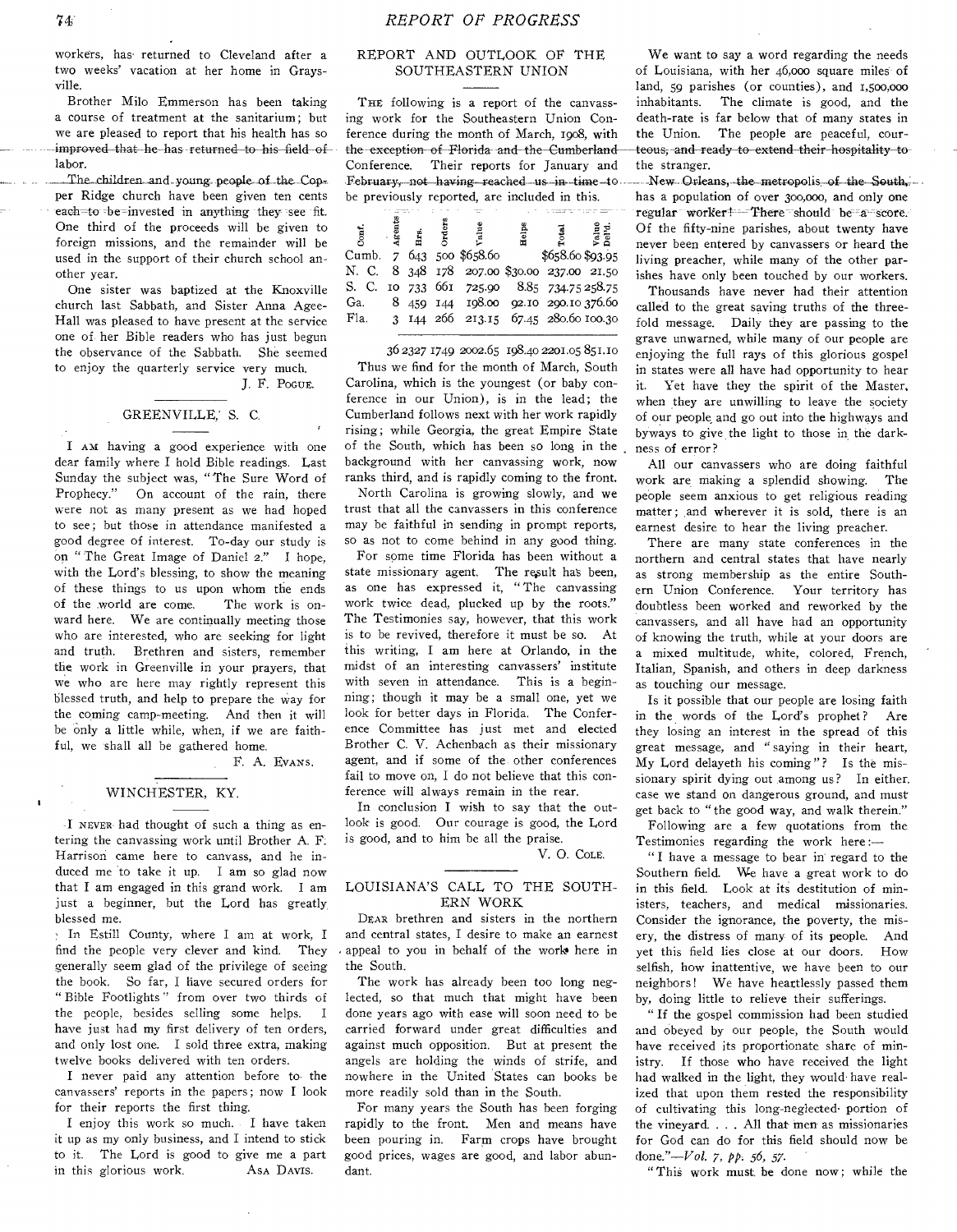workers, has returned to Cleveland after a two weeks' vacation at her home in Graysville.

Brother Milo Emmerson has been taking a course of treatment at the sanitarium; but we are pleased to report that his health has so improved that he has returned to his field of labor.

The children and young people of the Copper Ridge church have been given ten cents each to be invested in anything they see fit. One third of the proceeds will be given to foreign missions, and the remainder will be used in the support of their church school another year.

One sister was baptized at the Knoxville church last Sabbath, and Sister Anna Agee-Hall was pleased to have present at the service one of her Bible readers who has just begun the observance of the Sabbath. She seemed to enjoy the quarterly service very much.

J. F. POGUE.

## GREENVILLE, S. C.

I AM having a good experience with one dear family where I hold Bible readings. Last Sunday the subject was, "The Sure Word of Prophecy." On account of the rain, there were not as many present as we had hoped to see; but those in attendance manifested a good degree of interest. To-day our study is on "The Great Image of Daniel 2." I hope, with the Lord's blessing, to show the meaning of these things to us upon whom the ends of the world are come. The work is onward here. We are continually meeting those who are interested, who are seeking for light and truth. Brethren and sisters, remember the work in Greenville in your prayers, that we who are here may rightly represent this blessed truth, and help to prepare the way for the coming camp-meeting. And then it will be only a little while, when, if we are faithful, we shall all be gathered home.

F. A. EVANS.

## WINCHESTER, KY.

I NEVER had thought of such a thing as entering the canvassing work until Brother A. F. Harrison came here to canvass, and he induced me to take it up. I am so glad now that I am engaged in this grand work. I am just a beginner, but the Lord has greatly blessed me.

In Estill County, where I am at work, I find the people very clever and kind. They generally seem glad of the privilege of seeing the book. So far, I have secured orders for "Bible Footlights" from over two thirds of the people, besides selling some helps. I have just had my first delivery of ten orders, and only lost one. I sold three extra, making twelve books delivered with ten orders.

I never paid any attention before to the canvassers' reports in the papers; now I look for their reports the first thing.

I enjoy this work so much. I have taken it up as my only business, and I intend to stick to it. The Lord is good to give me a part in this glorious work.

ASA DAVIS.

## REPORT AND OUTLOOK OF THE SOUTHEASTERN UNION

THE following is a report of the canvassing work for the Southeastern Union Conference during the month of March, 1908, with the exception of Florida and the Cumberland Conference. Their reports for January and February, not having reached us in time to be previously reported, are included in this.

| Conf. | Agents | Hrs. | Orders | Value | Helps | Total | Value Del'd. |
|---|---|---|---|---|---|---|---|
| Cumb. | 7 | 643 | 500 | $658.60 | | $658.60 | $93.95 |
| N. C. | 8 | 348 | 178 | 207.00 | $30.00 | 237.00 | 21.50 |
| S. C. | 10 | 733 | 661 | 725.90 | 8.85 | 734.75 | 258.75 |
| Ga. | 8 | 459 | 144 | 198.00 | 92.10 | 290.10 | 376.60 |
| Fla. | 3 | 144 | 266 | 213.15 | 67.45 | 280.60 | 100.30 |
| | 36 | 2327 | 1749 | 2002.65 | 198.40 | 2201.05 | 851.10 |

Thus we find for the month of March, South Carolina, which is the youngest (or baby conference in our Union), is in the lead; the Cumberland follows next with her work rapidly rising; while Georgia, the great Empire State of the South, which has been so long in the background with her canvassing work, now ranks third, and is rapidly coming to the front.

North Carolina is growing slowly, and we trust that all the canvassers in this conference may be faithful in sending in prompt reports, so as not to come behind in any good thing.

For some time Florida has been without a state missionary agent. The result has been, as one has expressed it, "The canvassing work twice dead, plucked up by the roots." The Testimonies say, however, that this work is to be revived, therefore it must be so. At this writing, I am here at Orlando, in the midst of an interesting canvassers' institute with seven in attendance. This is a beginning; though it may be a small one, yet we look for better days in Florida. The Conference Committee has just met and elected Brother C. V. Achenbach as their missionary agent, and if some of the other conferences fail to move on, I do not believe that this conference will always remain in the rear.

In conclusion I wish to say that the outlook is good. Our courage is good, the Lord is good, and to him be all the praise.

V. O. COLE.

## LOUISIANA'S CALL TO THE SOUTHERN WORK

DEAR brethren and sisters in the northern and central states, I desire to make an earnest appeal to you in behalf of the work here in the South.

The work has already been too long neglected, so that much that might have been done years ago with ease will soon need to be carried forward under great difficulties and against much opposition. But at present the angels are holding the winds of strife, and nowhere in the United States can books be more readily sold than in the South.

For many years the South has been forging rapidly to the front. Men and means have been pouring in. Farm crops have brought good prices, wages are good, and labor abundant.

We want to say a word regarding the needs of Louisiana, with her 46,000 square miles of land, 59 parishes (or counties), and 1,500,000 inhabitants. The climate is good, and the death-rate is far below that of many states in the Union. The people are peaceful, courteous, and ready to extend their hospitality to the stranger.

New Orleans, the metropolis of the South, has a population of over 300,000, and only one regular worker! There should be a score. Of the fifty-nine parishes, about twenty have never been entered by canvassers or heard the living preacher, while many of the other parishes have only been touched by our workers.

Thousands have never had their attention called to the great saving truths of the threefold message. Daily they are passing to the grave unwarned, while many of our people are enjoying the full rays of this glorious gospel in states were all have had opportunity to hear it. Yet have they the spirit of the Master, when they are unwilling to leave the society of our people and go out into the highways and byways to give the light to those in the darkness of error?

All our canvassers who are doing faithful work are making a splendid showing. The people seem anxious to get religious reading matter; and wherever it is sold, there is an earnest desire to hear the living preacher.

There are many state conferences in the northern and central states that have nearly as strong membership as the entire Southern Union Conference. Your territory has doubtless been worked and reworked by the canvassers, and all have had an opportunity of knowing the truth, while at your doors are a mixed multitude, white, colored, French, Italian, Spanish, and others in deep darkness as touching our message.

Is it possible that our people are losing faith in the words of the Lord's prophet? Are they losing an interest in the spread of this great message, and "saying in their heart, My Lord delayeth his coming"? Is the missionary spirit dying out among us? In either case we stand on dangerous ground, and must get back to "the good way, and walk therein."

Following are a few quotations from the Testimonies regarding the work here:—

"I have a message to bear in regard to the Southern field. We have a great work to do in this field. Look at its destitution of ministers, teachers, and medical missionaries. Consider the ignorance, the poverty, the misery, the distress of many of its people. And yet this field lies close at our doors. How selfish, how inattentive, we have been to our neighbors! We have heartlessly passed them by, doing little to relieve their sufferings.

"If the gospel commission had been studied and obeyed by our people, the South would have received its proportionate share of ministry. If those who have received the light had walked in the light, they would have realized that upon them rested the responsibility of cultivating this long-neglected portion of the vineyard. . . . All that men as missionaries for God can do for this field should now be done."—*Vol. 7, pp. 56, 57.*

"This work must be done now; while the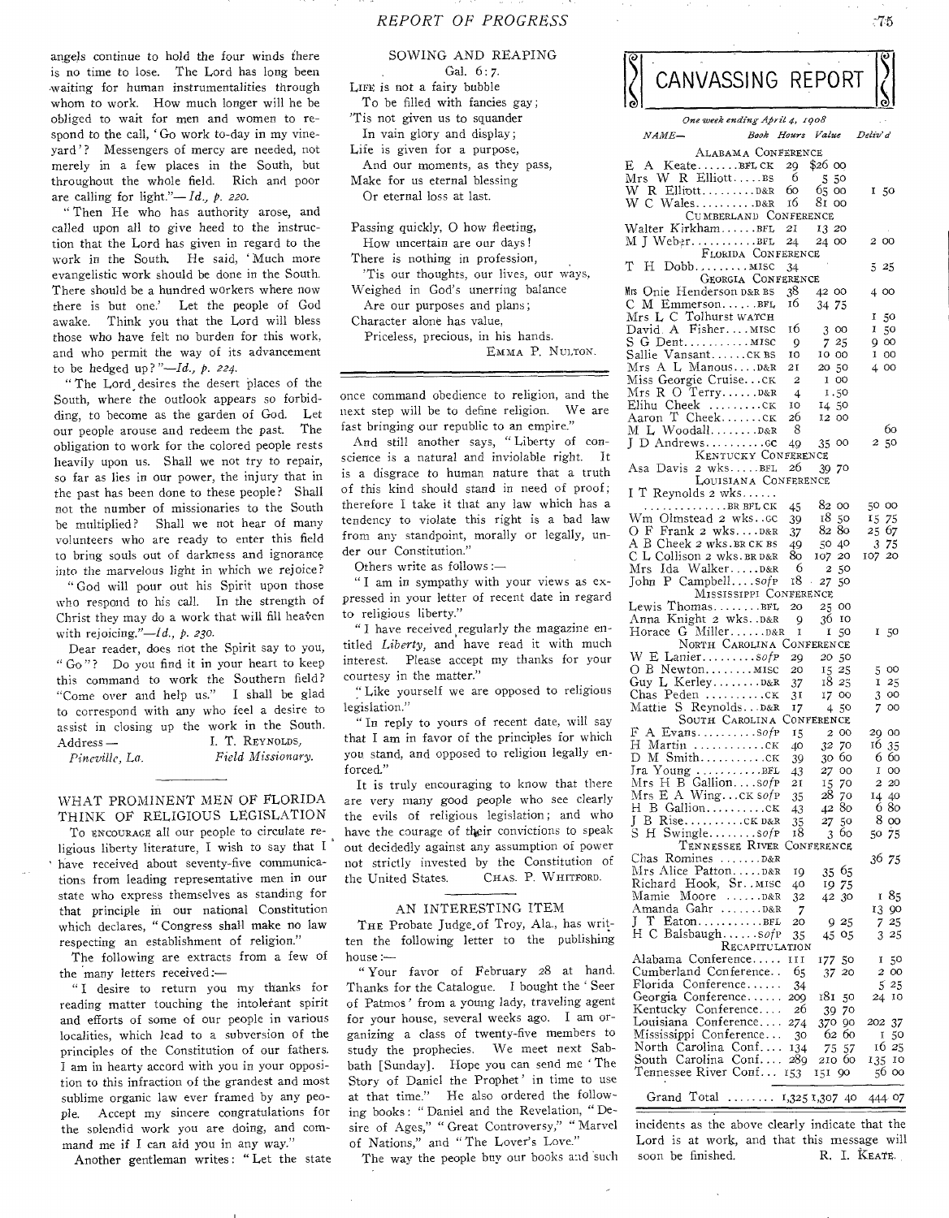angels continue to hold the four winds there is no time to lose. The Lord has long been waiting for human instrumentalities through whom to work. How much longer will he be obliged to wait for men and women to respond to the call, 'Go work to-day in my vineyard'? Messengers of mercy are needed, not merely in a few places in the South, but throughout the whole field. Rich and poor are calling for light."—*Id., p. 220.*

"Then He who has authority arose, and called upon all to give heed to the instruction that the Lord has given in regard to the work in the South. He said, 'Much more evangelistic work should be done in the South. There should be a hundred workers where now there is but one.' Let the people of God awake. Think you that the Lord will bless those who have felt no burden for this work, and who permit the way of its advancement to be hedged up?"—*Id., p. 224.*

"The Lord desires the desert places of the South, where the outlook appears so forbidding, to become as the garden of God. Let our people arouse and redeem the past. The obligation to work for the colored people rests heavily upon us. Shall we not try to repair, so far as lies in our power, the injury that in the past has been done to these people? Shall not the number of missionaries to the South be multiplied? Shall we not hear of many volunteers who are ready to enter this field to bring souls out of darkness and ignorance into the marvelous light in which we rejoice?

"God will pour out his Spirit upon those who respond to his call. In the strength of Christ they may do a work that will fill heaven with rejoicing."—*Id., p. 230.*

Dear reader, does not the Spirit say to you, "Go"? Do you find it in your heart to keep this command to work the Southern field? "Come over and help us." I shall be glad to correspond with any who feel a desire to assist in closing up the work in the South.

Address— I. T. REYNOLDS,
*Pineville, La.* *Field Missionary.*

## WHAT PROMINENT MEN OF FLORIDA THINK OF RELIGIOUS LEGISLATION

To ENCOURAGE all our people to circulate religious liberty literature, I wish to say that I have received about seventy-five communications from leading representative men in our state who express themselves as standing for that principle in our national Constitution which declares, "Congress shall make no law respecting an establishment of religion."

The following are extracts from a few of the many letters received:—

"I desire to return you my thanks for reading matter touching the intolerant spirit and efforts of some of our people in various localities, which lead to a subversion of the principles of the Constitution of our fathers. I am in hearty accord with you in your opposition to this infraction of the grandest and most sublime organic law ever framed by any people. Accept my sincere congratulations for the splendid work you are doing, and command me if I can aid you in any way."

Another gentleman writes: "Let the state once command obedience to religion, and the next step will be to define religion. We are fast bringing our republic to an empire."

And still another says, "Liberty of conscience is a natural and inviolable right. It is a disgrace to human nature that a truth of this kind should stand in need of proof; therefore I take it that any law which has a tendency to violate this right is a bad law from any standpoint, morally or legally, under our Constitution."

Others write as follows:—

"I am in sympathy with your views as expressed in your letter of recent date in regard to religious liberty."

"I have received regularly the magazine entitled *Liberty*, and have read it with much interest. Please accept my thanks for your courtesy in the matter."

"Like yourself we are opposed to religious legislation."

"In reply to yours of recent date, will say that I am in favor of the principles for which you stand, and opposed to religion legally enforced."

It is truly encouraging to know that there are very many good people who see clearly the evils of religious legislation; and who have the courage of their convictions to speak out decidedly against any assumption of power not strictly invested by the Constitution of the United States. CHAS. P. WHITFORD.

### SOWING AND REAPING

Gal. 6:7.

LIFE is not a fairy bubble
To be filled with fancies gay;
'Tis not given us to squander
In vain glory and display;
Life is given for a purpose,
And our moments, as they pass,
Make for us eternal blessing
Or eternal loss at last.

Passing quickly, O how fleeting,
How uncertain are our days!
There is nothing in profession,
'Tis our thoughts, our lives, our ways,
Weighed in God's unerring balance
Are our purposes and plans;
Character alone has value,
Priceless, precious, in his hands.

EMMA P. NULTON.

### AN INTERESTING ITEM

THE Probate Judge of Troy, Ala., has written the following letter to the publishing house:—

"Your favor of February 28 at hand. Thanks for the Catalogue. I bought the 'Seer of Patmos' from a young lady, traveling agent for your house, several weeks ago. I am organizing a class of twenty-five members to study the prophecies. We meet next Sabbath [Sunday]. Hope you can send me 'The Story of Daniel the Prophet' in time to use at that time." He also ordered the following books: "Daniel and the Revelation," "Desire of Ages," "Great Controversy," "Marvel of Nations," and "The Lover's Love."

The way the people buy our books and such incidents as the above clearly indicate that the Lord is at work, and that this message will soon be finished. R. I. KEATE.

## CANVASSING REPORT

*One week ending April 4, 1908*

| NAME— | Book | Hours | Value | Deliv'd |
|---|---|---|---|---|
| **ALABAMA CONFERENCE** | | | | |
| E A Keate | BFL CK | 29 | $26 00 | |
| Mrs W R Elliott | BS | 6 | 5 50 | |
| W R Elliott | D&R | 60 | 65 00 | 1 50 |
| W C Wales | D&R | 16 | 81 00 | |
| **CUMBERLAND CONFERENCE** | | | | |
| Walter Kirkham | BFL | 21 | 13 20 | |
| M J Weber | BFL | 24 | 24 00 | 2 00 |
| **FLORIDA CONFERENCE** | | | | |
| T H Dobb | MISC | 34 | | 5 25 |
| **GEORGIA CONFERENCE** | | | | |
| Mrs Onie Henderson | D&R BS | 38 | 42 00 | 4 00 |
| C M Emmerson | BFL | 16 | 34 75 | |
| Mrs L C Tolhurst | WATCH | | | 1 50 |
| David A Fisher | MISC | 16 | 3 00 | 1 50 |
| S G Dent | MISC | 9 | 7 25 | 9 00 |
| Sallie Vansant | CK BS | 10 | 10 00 | 1 00 |
| Mrs A L Manous | D&R | 21 | 20 50 | 4 00 |
| Miss Georgie Cruise | CK | 2 | 1 00 | |
| Mrs R O Terry | D&R | 4 | 1 50 | |
| Elihu Cheek | CK | 10 | 14 50 | |
| Aaron T Cheek | CK | 26 | 12 00 | |
| M L Woodall | D&R | 8 | | 60 |
| J D Andrews | GC | 49 | 35 00 | 2 50 |
| **KENTUCKY CONFERENCE** | | | | |
| Asa Davis 2 wks | BFL | 26 | 39 70 | |
| **LOUISIANA CONFERENCE** | | | | |
| I T Reynolds 2 wks | BR BFL CK | 45 | 82 00 | 50 00 |
| Wm Olmstead 2 wks | GC | 39 | 18 50 | 15 75 |
| O F Frank 2 wks | D&R | 37 | 82 80 | 25 67 |
| A B Cheek 2 wks | BR CK BS | 49 | 50 40 | 3 75 |
| C L Collison 2 wks | BR D&R | 80 | 107 20 | 107 20 |
| Mrs Ida Walker | D&R | 6 | 2 50 | |
| John P Campbell | SofP | 18 | 27 50 | |
| **MISSISSIPPI CONFERENCE** | | | | |
| Lewis Thomas | BFL | 20 | 25 00 | |
| Anna Knight 2 wks | D&R | 9 | 36 10 | |
| Horace G Miller | D&R | 1 | 1 50 | 1 50 |
| **NORTH CAROLINA CONFERENCE** | | | | |
| W E Lanier | SofP | 29 | 20 50 | |
| O B Newton | MISC | 20 | 15 25 | 5 00 |
| Guy L Kerley | D&R | 37 | 18 25 | 1 25 |
| Chas Peden | CK | 31 | 17 00 | 3 00 |
| Mattie S Reynolds | D&R | 17 | 4 50 | 7 00 |
| **SOUTH CAROLINA CONFERENCE** | | | | |
| F A Evans | SofP | 15 | 2 00 | 29 00 |
| H Martin | CK | 40 | 32 70 | 16 35 |
| D M Smith | CK | 39 | 30 60 | 6 60 |
| Ira Young | BFL | 43 | 27 00 | 1 00 |
| Mrs H B Gallion | SofP | 21 | 15 70 | 2 20 |
| Mrs E A Wing | CK SofP | 35 | 28 70 | 14 40 |
| H B Gallion | CK | 43 | 42 80 | 6 80 |
| J B Rise | CK D&R | 35 | 27 50 | 8 00 |
| S H Swingle | SofP | 18 | 3 60 | 50 75 |
| **TENNESSEE RIVER CONFERENCE** | | | | |
| Chas Romines | D&R | | | 36 75 |
| Mrs Alice Patton | D&R | 19 | 35 65 | |
| Richard Hook, Sr. | MISC | 40 | 19 75 | |
| Mamie Moore | D&R | 32 | 42 30 | 1 85 |
| Amanda Gahr | D&R | 7 | | 13 90 |
| J T Eaton | BFL | 20 | 9 25 | 7 25 |
| H C Balsbaugh | SofP | 35 | 45 05 | 3 25 |
| **RECAPITULATION** | | | | |
| Alabama Conference | | 111 | 177 50 | 1 50 |
| Cumberland Conference | | 65 | 37 20 | 2 00 |
| Florida Conference | | 34 | | 5 25 |
| Georgia Conference | | 209 | 181 50 | 24 10 |
| Kentucky Conference | | 26 | 39 70 | |
| Louisiana Conference | | 274 | 370 90 | 202 37 |
| Mississippi Conference | | 30 | 62 60 | 1 50 |
| North Carolina Conf. | | 134 | 75 57 | 16 25 |
| South Carolina Conf. | | 289 | 210 60 | 135 10 |
| Tennessee River Conf. | | 153 | 151 90 | 56 00 |
| Grand Total | | 1,325 | 1,307 40 | 444 07 |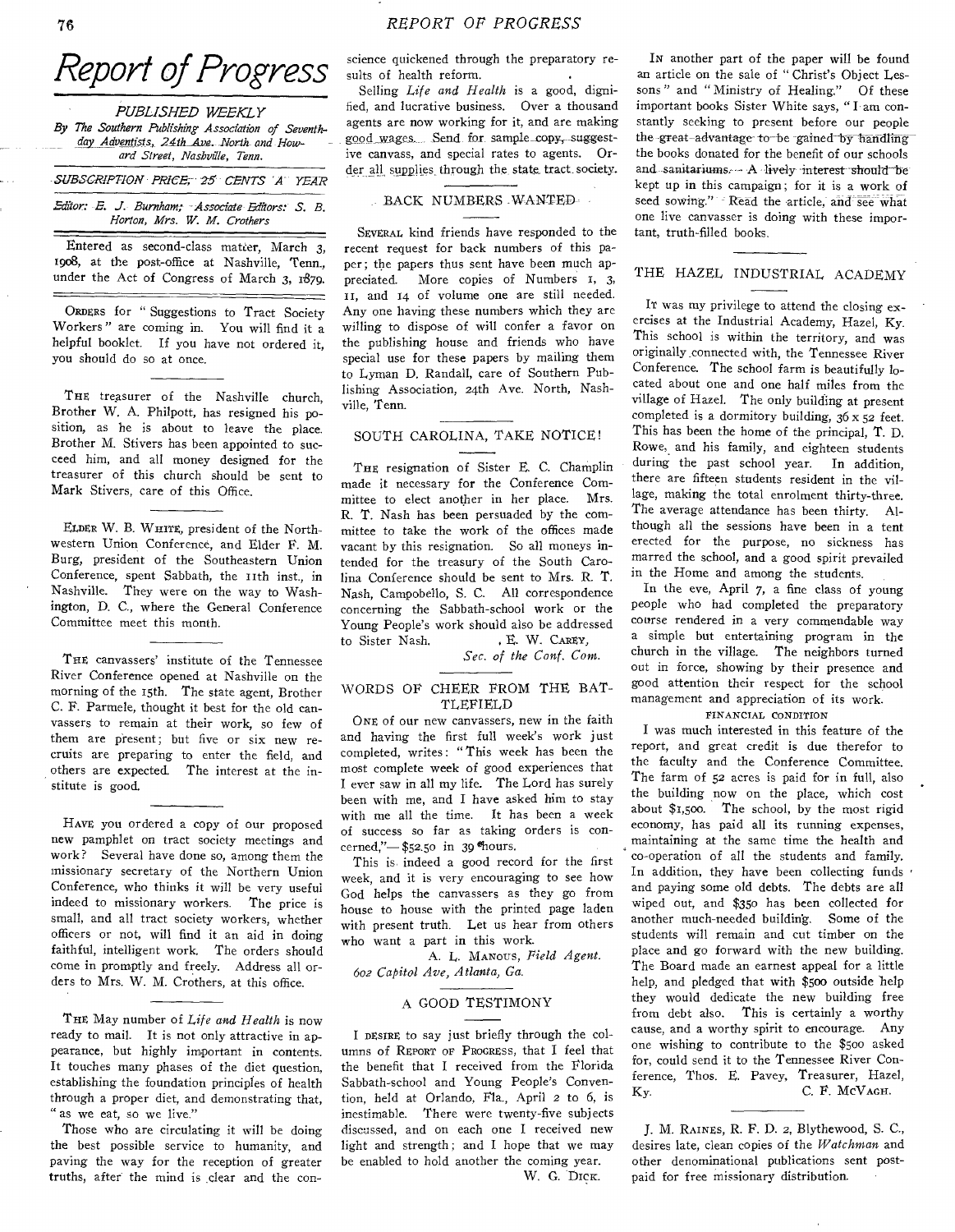# Report of Progress

*PUBLISHED WEEKLY*

*By The Southern Publishing Association of Seventh-day Adventists, 24th Ave. North and Howard Street, Nashville, Tenn.*

*SUBSCRIPTION PRICE, 25 CENTS A YEAR*

*Editor: E. J. Burnham; Associate Editors: S. B. Horton, Mrs. W. M. Crothers*

Entered as second-class matter, March 3, 1908, at the post-office at Nashville, Tenn., under the Act of Congress of March 3, 1879.

---

ORDERS for "Suggestions to Tract Society Workers" are coming in. You will find it a helpful booklet. If you have not ordered it, you should do so at once.

---

THE treasurer of the Nashville church, Brother W. A. Philpott, has resigned his position, as he is about to leave the place. Brother M. Stivers has been appointed to succeed him, and all money designed for the treasurer of this church should be sent to Mark Stivers, care of this Office.

---

ELDER W. B. WHITE, president of the Northwestern Union Conference, and Elder F. M. Burg, president of the Southeastern Union Conference, spent Sabbath, the 11th inst., in Nashville. They were on the way to Washington, D. C., where the General Conference Committee meet this month.

---

THE canvassers' institute of the Tennessee River Conference opened at Nashville on the morning of the 15th. The state agent, Brother C. F. Parmele, thought it best for the old canvassers to remain at their work, so few of them are present; but five or six new recruits are preparing to enter the field, and others are expected. The interest at the institute is good.

---

HAVE you ordered a copy of our proposed new pamphlet on tract society meetings and work? Several have done so, among them the missionary secretary of the Northern Union Conference, who thinks it will be very useful indeed to missionary workers. The price is small, and all tract society workers, whether officers or not, will find it an aid in doing faithful, intelligent work. The orders should come in promptly and freely. Address all orders to Mrs. W. M. Crothers, at this office.

---

THE May number of *Life and Health* is now ready to mail. It is not only attractive in appearance, but highly important in contents. It touches many phases of the diet question, establishing the foundation principles of health through a proper diet, and demonstrating that, "as we eat, so we live."

Those who are circulating it will be doing the best possible service to humanity, and paving the way for the reception of greater truths, after the mind is clear and the conscience quickened through the preparatory results of health reform.

Selling *Life and Health* is a good, dignified, and lucrative business. Over a thousand agents are now working for it, and are making good wages. Send for sample copy, suggestive canvass, and special rates to agents. Order all supplies through the state tract society.

## BACK NUMBERS WANTED

SEVERAL kind friends have responded to the recent request for back numbers of this paper; the papers thus sent have been much appreciated. More copies of Numbers 1, 3, 11, and 14 of volume one are still needed. Any one having these numbers which they are willing to dispose of will confer a favor on the publishing house and friends who have special use for these papers by mailing them to Lyman D. Randall, care of Southern Publishing Association, 24th Ave. North, Nashville, Tenn.

## SOUTH CAROLINA, TAKE NOTICE!

THE resignation of Sister E. C. Champlin made it necessary for the Conference Committee to elect another in her place. Mrs. R. T. Nash has been persuaded by the committee to take the work of the offices made vacant by this resignation. So all moneys intended for the treasury of the South Carolina Conference should be sent to Mrs. R. T. Nash, Campobello, S. C. All correspondence concerning the Sabbath-school work or the Young People's work should also be addressed to Sister Nash.

E. W. CAREY,
*Sec. of the Conf. Com.*

## WORDS OF CHEER FROM THE BATTLEFIELD

ONE of our new canvassers, new in the faith and having the first full week's work just completed, writes: "This week has been the most complete week of good experiences that I ever saw in all my life. The Lord has surely been with me, and I have asked him to stay with me all the time. It has been a week of success so far as taking orders is concerned,"— $52.50 in 39 hours.

This is indeed a good record for the first week, and it is very encouraging to see how God helps the canvassers as they go from house to house with the printed page laden with present truth. Let us hear from others who want a part in this work.

A. L. MANOUS, *Field Agent.*
*602 Capitol Ave, Atlanta, Ga.*

## A GOOD TESTIMONY

I DESIRE to say just briefly through the columns of REPORT OF PROGRESS, that I feel that the benefit that I received from the Florida Sabbath-school and Young People's Convention, held at Orlando, Fla., April 2 to 6, is inestimable. There were twenty-five subjects discussed, and on each one I received new light and strength; and I hope that we may be enabled to hold another the coming year.

W. G. DICK.

---

IN another part of the paper will be found an article on the sale of "Christ's Object Lessons" and "Ministry of Healing." Of these important books Sister White says, "I am constantly seeking to present before our people the great advantage to be gained by handling the books donated for the benefit of our schools and sanitariums. A lively interest should be kept up in this campaign; for it is a work of seed sowing." Read the article, and see what one live canvasser is doing with these important, truth-filled books.

## THE HAZEL INDUSTRIAL ACADEMY

IT was my privilege to attend the closing exercises at the Industrial Academy, Hazel, Ky. This school is within the territory, and was originally connected with, the Tennessee River Conference. The school farm is beautifully located about one and one half miles from the village of Hazel. The only building at present completed is a dormitory building, 36 x 52 feet. This has been the home of the principal, T. D. Rowe, and his family, and eighteen students during the past school year. In addition, there are fifteen students resident in the village, making the total enrolment thirty-three. The average attendance has been thirty. Although all the sessions have been in a tent erected for the purpose, no sickness has marred the school, and a good spirit prevailed in the Home and among the students.

In the eve, April 7, a fine class of young people who had completed the preparatory course rendered in a very commendable way a simple but entertaining program in the church in the village. The neighbors turned out in force, showing by their presence and good attention their respect for the school management and appreciation of its work.

### FINANCIAL CONDITION

I was much interested in this feature of the report, and great credit is due therefor to the faculty and the Conference Committee. The farm of 52 acres is paid for in full, also the building now on the place, which cost about $1,500. The school, by the most rigid economy, has paid all its running expenses, maintaining at the same time the health and co-operation of all the students and family. In addition, they have been collecting funds and paying some old debts. The debts are all wiped out, and $350 has been collected for another much-needed building. Some of the students will remain and cut timber on the place and go forward with the new building. The Board made an earnest appeal for a little help, and pledged that with $500 outside help they would dedicate the new building free from debt also. This is certainly a worthy cause, and a worthy spirit to encourage. Any one wishing to contribute to the $500 asked for, could send it to the Tennessee River Conference, Thos. E. Pavey, Treasurer, Hazel, Ky.

C. F. McVAGH.

---

J. M. RAINES, R. F. D. 2, Blythewood, S. C., desires late, clean copies of the *Watchman* and other denominational publications sent postpaid for free missionary distribution.